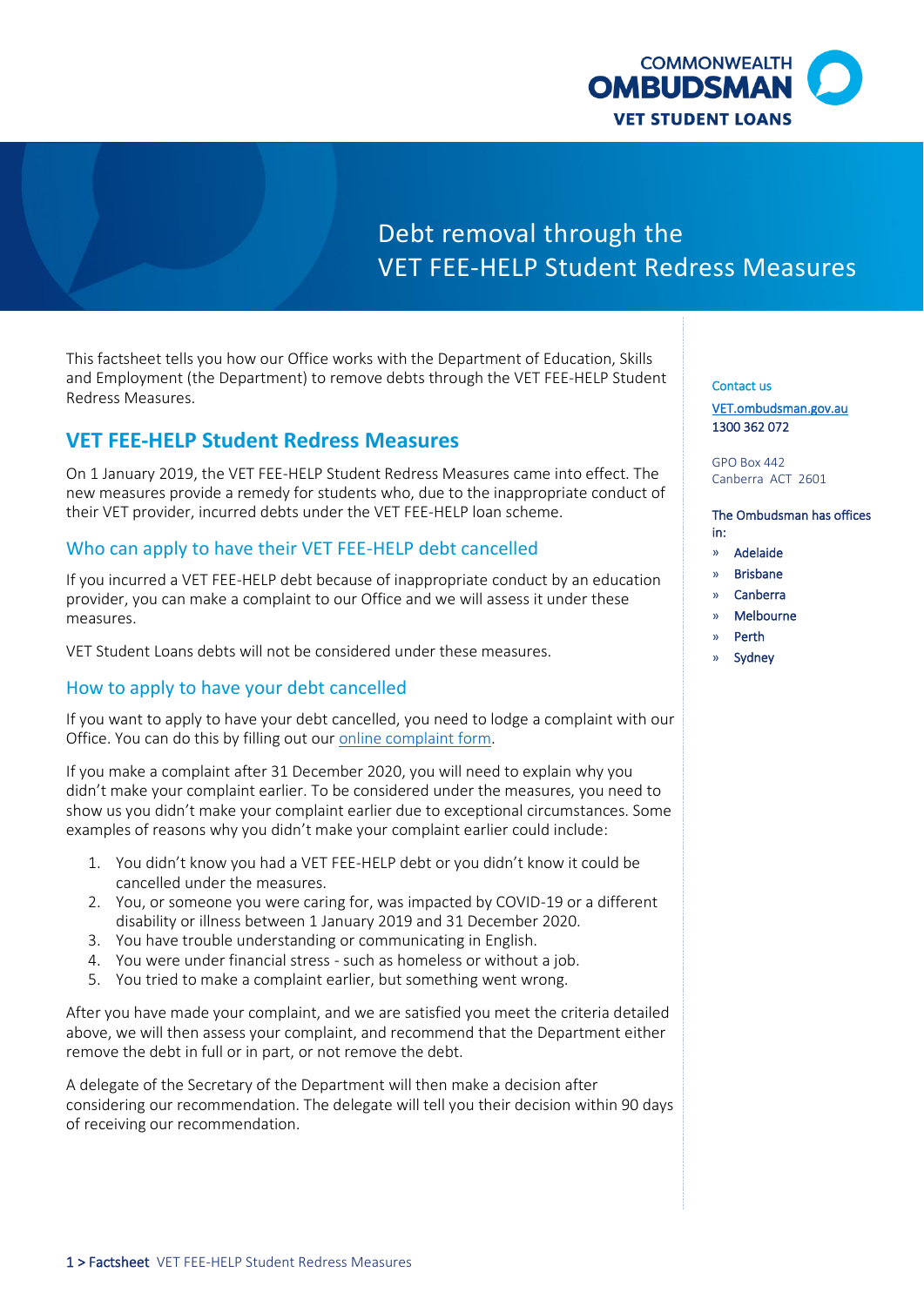COMMONWEALTH OMBUDSMAN
VET STUDENT LOANS

# Debt removal through the VET FEE-HELP Student Redress Measures

This factsheet tells you how our Office works with the Department of Education, Skills and Employment (the Department) to remove debts through the VET FEE-HELP Student Redress Measures.

## VET FEE-HELP Student Redress Measures

On 1 January 2019, the VET FEE-HELP Student Redress Measures came into effect. The new measures provide a remedy for students who, due to the inappropriate conduct of their VET provider, incurred debts under the VET FEE-HELP loan scheme.

### Who can apply to have their VET FEE-HELP debt cancelled

If you incurred a VET FEE-HELP debt because of inappropriate conduct by an education provider, you can make a complaint to our Office and we will assess it under these measures.

VET Student Loans debts will not be considered under these measures.

### How to apply to have your debt cancelled

If you want to apply to have your debt cancelled, you need to lodge a complaint with our Office. You can do this by filling out our online complaint form.

If you make a complaint after 31 December 2020, you will need to explain why you didn't make your complaint earlier. To be considered under the measures, you need to show us you didn't make your complaint earlier due to exceptional circumstances. Some examples of reasons why you didn't make your complaint earlier could include:

1. You didn't know you had a VET FEE-HELP debt or you didn't know it could be cancelled under the measures.
2. You, or someone you were caring for, was impacted by COVID-19 or a different disability or illness between 1 January 2019 and 31 December 2020.
3. You have trouble understanding or communicating in English.
4. You were under financial stress - such as homeless or without a job.
5. You tried to make a complaint earlier, but something went wrong.

After you have made your complaint, and we are satisfied you meet the criteria detailed above, we will then assess your complaint, and recommend that the Department either remove the debt in full or in part, or not remove the debt.

A delegate of the Secretary of the Department will then make a decision after considering our recommendation. The delegate will tell you their decision within 90 days of receiving our recommendation.

Contact us

VET.ombudsman.gov.au
1300 362 072

GPO Box 442
Canberra ACT 2601

The Ombudsman has offices in:

- Adelaide
- Brisbane
- Canberra
- Melbourne
- Perth
- Sydney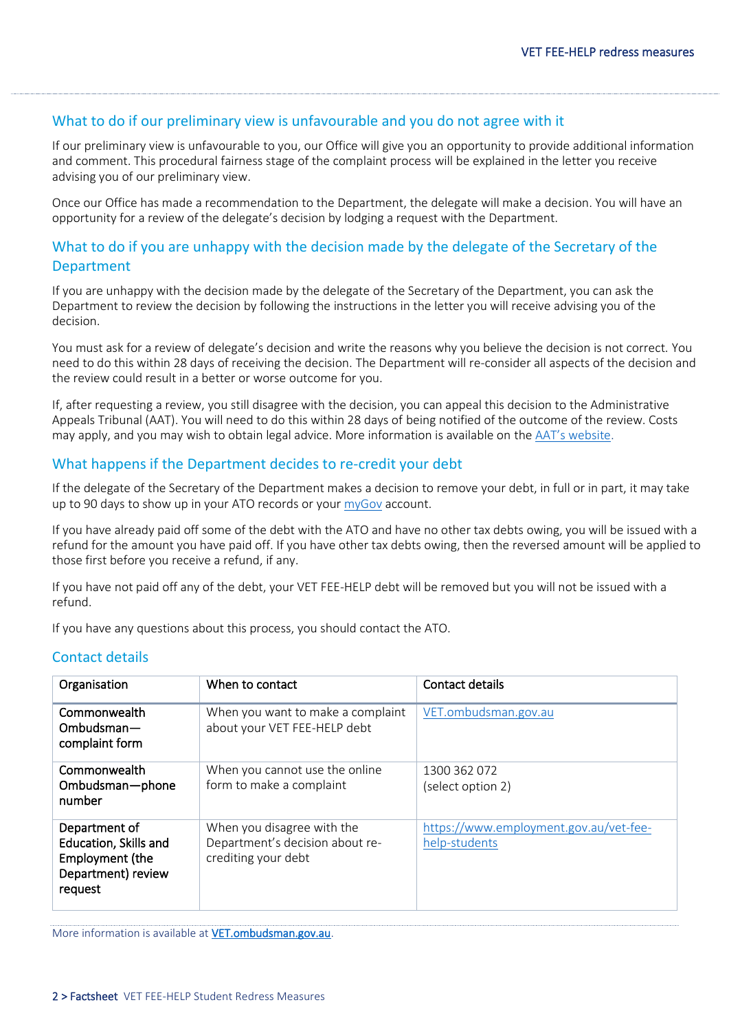## What to do if our preliminary view is unfavourable and you do not agree with it

If our preliminary view is unfavourable to you, our Office will give you an opportunity to provide additional information and comment. This procedural fairness stage of the complaint process will be explained in the letter you receive advising you of our preliminary view.

Once our Office has made a recommendation to the Department, the delegate will make a decision. You will have an opportunity for a review of the delegate's decision by lodging a request with the Department.

## What to do if you are unhappy with the decision made by the delegate of the Secretary of the Department

If you are unhappy with the decision made by the delegate of the Secretary of the Department, you can ask the Department to review the decision by following the instructions in the letter you will receive advising you of the decision.

You must ask for a review of delegate's decision and write the reasons why you believe the decision is not correct. You need to do this within 28 days of receiving the decision. The Department will re-consider all aspects of the decision and the review could result in a better or worse outcome for you.

If, after requesting a review, you still disagree with the decision, you can appeal this decision to the Administrative Appeals Tribunal (AAT). You will need to do this within 28 days of being notified of the outcome of the review. Costs may apply, and you may wish to obtain legal advice. More information is available on the AAT's website.

## What happens if the Department decides to re-credit your debt

If the delegate of the Secretary of the Department makes a decision to remove your debt, in full or in part, it may take up to 90 days to show up in your ATO records or your myGov account.

If you have already paid off some of the debt with the ATO and have no other tax debts owing, you will be issued with a refund for the amount you have paid off. If you have other tax debts owing, then the reversed amount will be applied to those first before you receive a refund, if any.

If you have not paid off any of the debt, your VET FEE-HELP debt will be removed but you will not be issued with a refund.

If you have any questions about this process, you should contact the ATO.

## Contact details

| Organisation | When to contact | Contact details |
|---|---|---|
| Commonwealth Ombudsman—complaint form | When you want to make a complaint about your VET FEE-HELP debt | VET.ombudsman.gov.au |
| Commonwealth Ombudsman—phone number | When you cannot use the online form to make a complaint | 1300 362 072 (select option 2) |
| Department of Education, Skills and Employment (the Department) review request | When you disagree with the Department's decision about re-crediting your debt | https://www.employment.gov.au/vet-fee-help-students |

More information is available at **VET.ombudsman.gov.au**.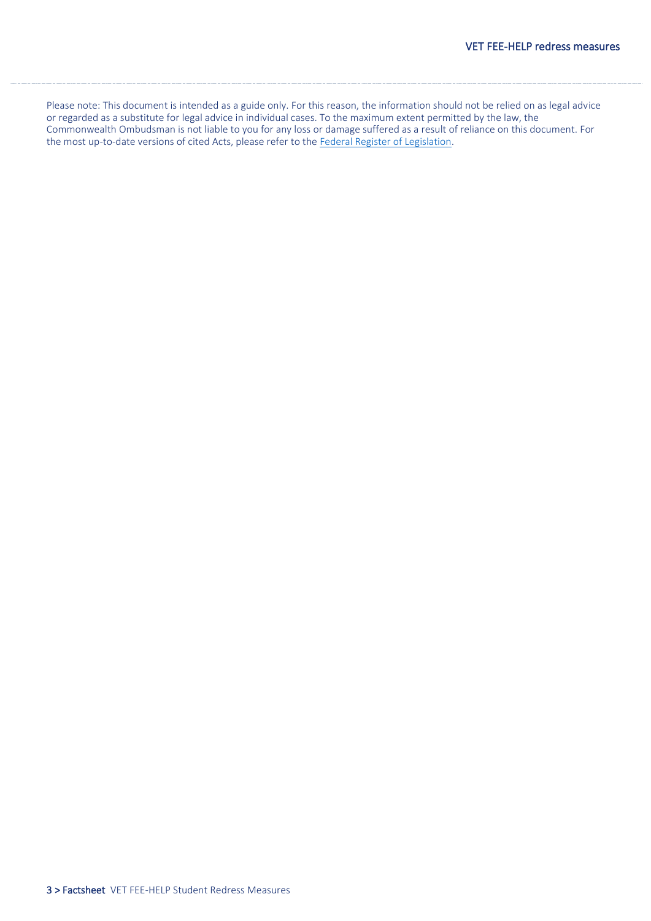Please note: This document is intended as a guide only. For this reason, the information should not be relied on as legal advice or regarded as a substitute for legal advice in individual cases. To the maximum extent permitted by the law, the Commonwealth Ombudsman is not liable to you for any loss or damage suffered as a result of reliance on this document. For the most up-to-date versions of cited Acts, please refer to the [Federal Register of Legislation](https://www.legislation.gov.au).